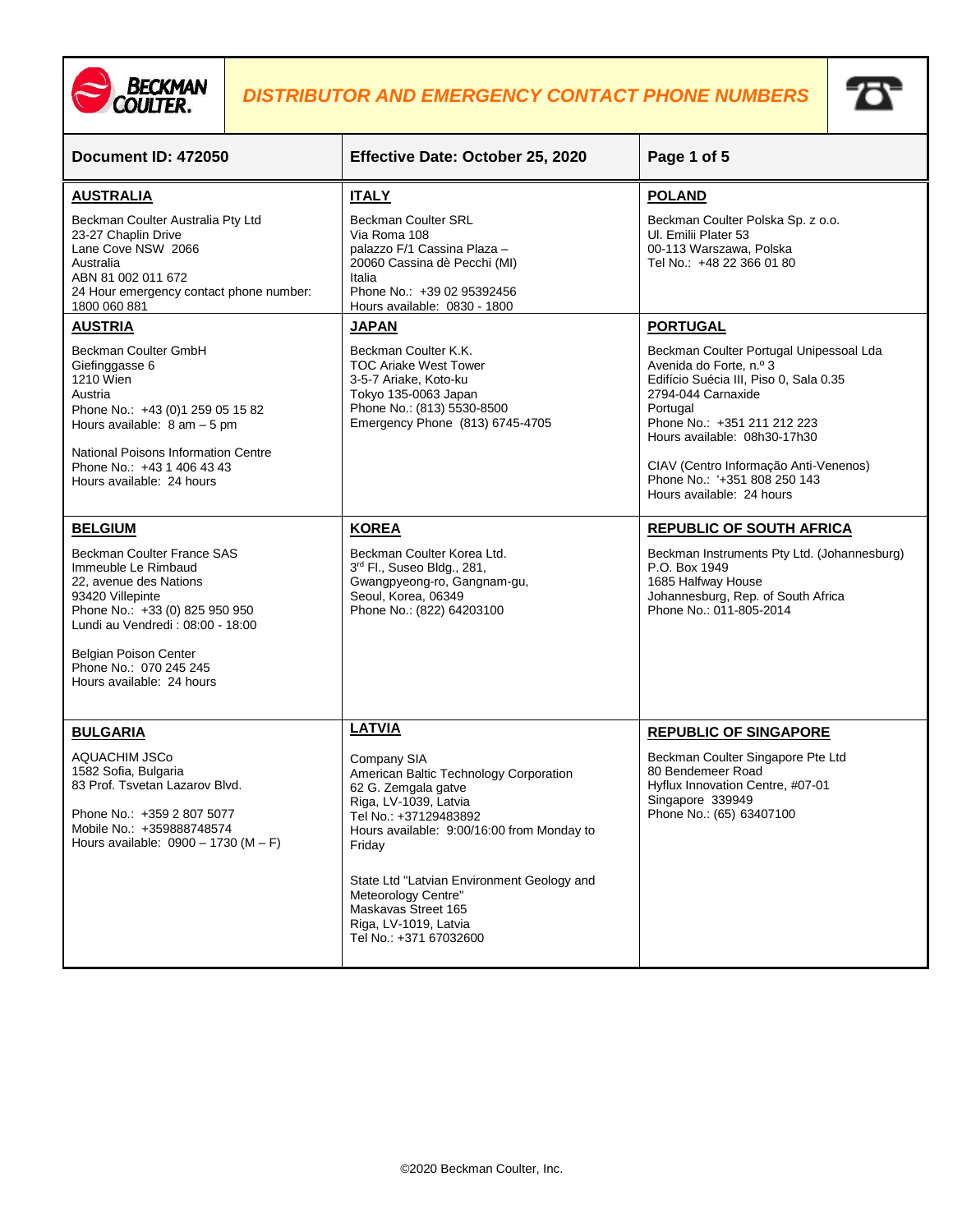# DISTRIBUTOR AND EMERGENCY CONTACT PHONE NUMBERS

| Document ID: 472050 | Effective Date: October 25, 2020 | Page 1 of 5 |
|---|---|---|

## AUSTRALIA

Beckman Coulter Australia Pty Ltd
23-27 Chaplin Drive
Lane Cove NSW 2066
Australia
ABN 81 002 011 672
24 Hour emergency contact phone number:
1800 060 881

## ITALY

Beckman Coulter SRL
Via Roma 108
palazzo F/1 Cassina Plaza –
20060 Cassina dè Pecchi (MI)
Italia
Phone No.: +39 02 95392456
Hours available: 0830 - 1800

## POLAND

Beckman Coulter Polska Sp. z o.o.
Ul. Emilii Plater 53
00-113 Warszawa, Polska
Tel No.: +48 22 366 01 80

## AUSTRIA

Beckman Coulter GmbH
Giefinggasse 6
1210 Wien
Austria
Phone No.: +43 (0)1 259 05 15 82
Hours available: 8 am – 5 pm

National Poisons Information Centre
Phone No.: +43 1 406 43 43
Hours available: 24 hours

## JAPAN

Beckman Coulter K.K.
TOC Ariake West Tower
3-5-7 Ariake, Koto-ku
Tokyo 135-0063 Japan
Phone No.: (813) 5530-8500
Emergency Phone (813) 6745-4705

## PORTUGAL

Beckman Coulter Portugal Unipessoal Lda
Avenida do Forte, n.º 3
Edifício Suécia III, Piso 0, Sala 0.35
2794-044 Carnaxide
Portugal
Phone No.: +351 211 212 223
Hours available: 08h30-17h30

CIAV (Centro Informação Anti-Venenos)
Phone No.: '+351 808 250 143
Hours available: 24 hours

## BELGIUM

Beckman Coulter France SAS
Immeuble Le Rimbaud
22, avenue des Nations
93420 Villepinte
Phone No.: +33 (0) 825 950 950
Lundi au Vendredi : 08:00 - 18:00

Belgian Poison Center
Phone No.: 070 245 245
Hours available: 24 hours

## KOREA

Beckman Coulter Korea Ltd.
3rd Fl., Suseo Bldg., 281,
Gwangpyeong-ro, Gangnam-gu,
Seoul, Korea, 06349
Phone No.: (822) 64203100

## REPUBLIC OF SOUTH AFRICA

Beckman Instruments Pty Ltd. (Johannesburg)
P.O. Box 1949
1685 Halfway House
Johannesburg, Rep. of South Africa
Phone No.: 011-805-2014

## BULGARIA

AQUACHIM JSCo
1582 Sofia, Bulgaria
83 Prof. Tsvetan Lazarov Blvd.

Phone No.: +359 2 807 5077
Mobile No.: +359888748574
Hours available: 0900 – 1730 (M – F)

## LATVIA

Company SIA
American Baltic Technology Corporation
62 G. Zemgala gatve
Riga, LV-1039, Latvia
Tel No.: +37129483892
Hours available: 9:00/16:00 from Monday to Friday

State Ltd "Latvian Environment Geology and Meteorology Centre"
Maskavas Street 165
Riga, LV-1019, Latvia
Tel No.: +371 67032600

## REPUBLIC OF SINGAPORE

Beckman Coulter Singapore Pte Ltd
80 Bendemeer Road
Hyflux Innovation Centre, #07-01
Singapore 339949
Phone No.: (65) 63407100

©2020 Beckman Coulter, Inc.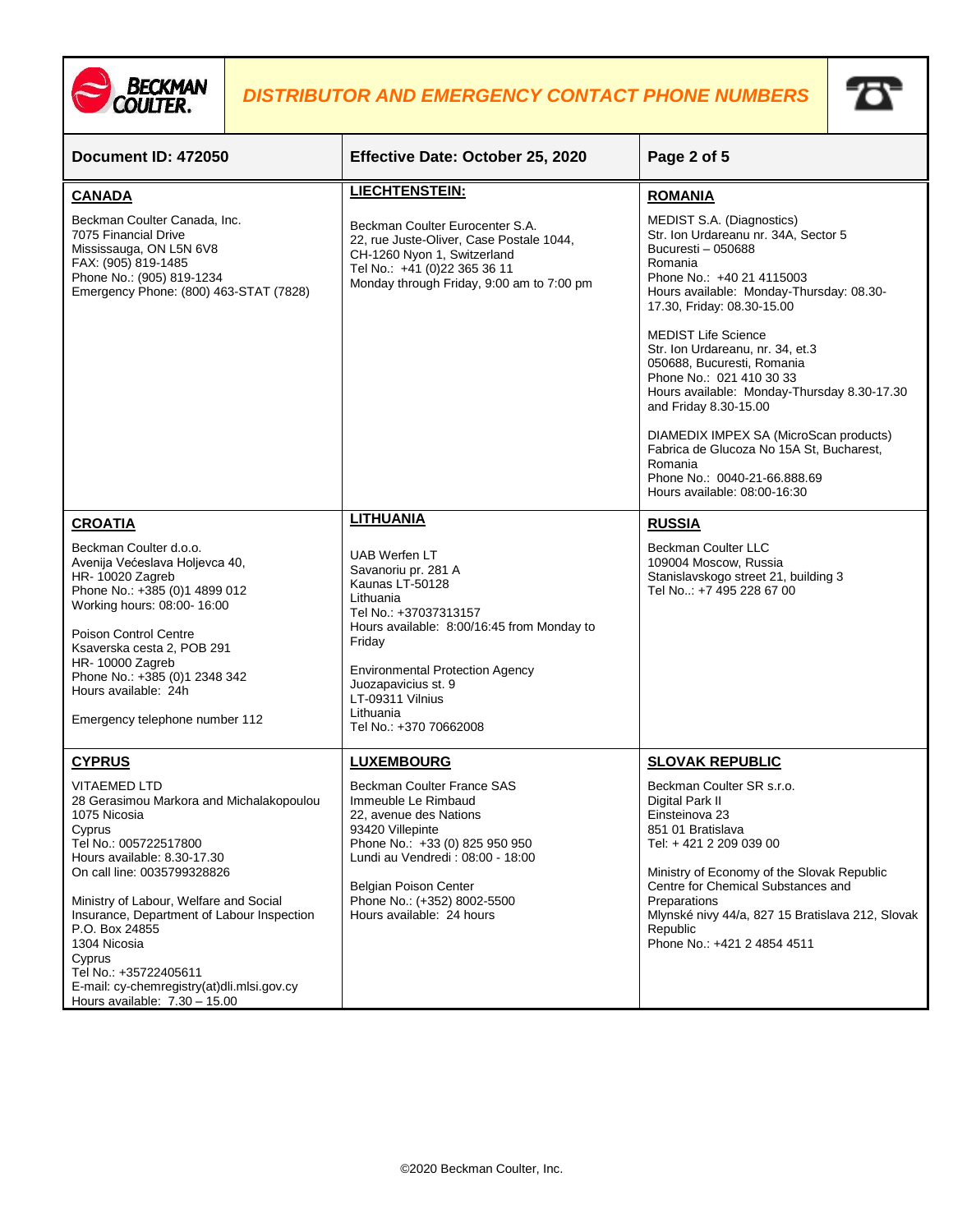# DISTRIBUTOR AND EMERGENCY CONTACT PHONE NUMBERS

| Document ID: 472050 | Effective Date: October 25, 2020 | Page 2 of 5 |
|---|---|---|

## CANADA

Beckman Coulter Canada, Inc.
7075 Financial Drive
Mississauga, ON L5N 6V8
FAX: (905) 819-1485
Phone No.: (905) 819-1234
Emergency Phone: (800) 463-STAT (7828)

## LIECHTENSTEIN:

Beckman Coulter Eurocenter S.A.
22, rue Juste-Oliver, Case Postale 1044,
CH-1260 Nyon 1, Switzerland
Tel No.: +41 (0)22 365 36 11
Monday through Friday, 9:00 am to 7:00 pm

## ROMANIA

MEDIST S.A. (Diagnostics)
Str. Ion Urdareanu nr. 34A, Sector 5
Bucuresti – 050688
Romania
Phone No.: +40 21 4115003
Hours available: Monday-Thursday: 08.30-17.30, Friday: 08.30-15.00

MEDIST Life Science
Str. Ion Urdareanu, nr. 34, et.3
050688, Bucuresti, Romania
Phone No.: 021 410 30 33
Hours available: Monday-Thursday 8.30-17.30 and Friday 8.30-15.00

DIAMEDIX IMPEX SA (MicroScan products)
Fabrica de Glucoza No 15A St, Bucharest, Romania
Phone No.: 0040-21-66.888.69
Hours available: 08:00-16:30

## CROATIA

Beckman Coulter d.o.o.
Avenija Većeslava Holjevca 40,
HR- 10020 Zagreb
Phone No.: +385 (0)1 4899 012
Working hours: 08:00- 16:00

Poison Control Centre
Ksaverska cesta 2, POB 291
HR- 10000 Zagreb
Phone No.: +385 (0)1 2348 342
Hours available: 24h

Emergency telephone number 112

## LITHUANIA

UAB Werfen LT
Savanoriu pr. 281 A
Kaunas LT-50128
Lithuania
Tel No.: +37037313157
Hours available: 8:00/16:45 from Monday to Friday

Environmental Protection Agency
Juozapavicius st. 9
LT-09311 Vilnius
Lithuania
Tel No.: +370 70662008

## RUSSIA

Beckman Coulter LLC
109004 Moscow, Russia
Stanislavskogo street 21, building 3
Tel No..: +7 495 228 67 00

## CYPRUS

VITAEMED LTD
28 Gerasimou Markora and Michalakopoulou
1075 Nicosia
Cyprus
Tel No.: 005722517800
Hours available: 8.30-17.30
On call line: 0035799328826

Ministry of Labour, Welfare and Social Insurance, Department of Labour Inspection
P.O. Box 24855
1304 Nicosia
Cyprus
Tel No.: +35722405611
E-mail: cy-chemregistry(at)dli.mlsi.gov.cy
Hours available: 7.30 – 15.00

## LUXEMBOURG

Beckman Coulter France SAS
Immeuble Le Rimbaud
22, avenue des Nations
93420 Villepinte
Phone No.: +33 (0) 825 950 950
Lundi au Vendredi : 08:00 - 18:00

Belgian Poison Center
Phone No.: (+352) 8002-5500
Hours available: 24 hours

## SLOVAK REPUBLIC

Beckman Coulter SR s.r.o.
Digital Park II
Einsteinova 23
851 01 Bratislava
Tel: + 421 2 209 039 00

Ministry of Economy of the Slovak Republic
Centre for Chemical Substances and Preparations
Mlynské nivy 44/a, 827 15 Bratislava 212, Slovak Republic
Phone No.: +421 2 4854 4511

©2020 Beckman Coulter, Inc.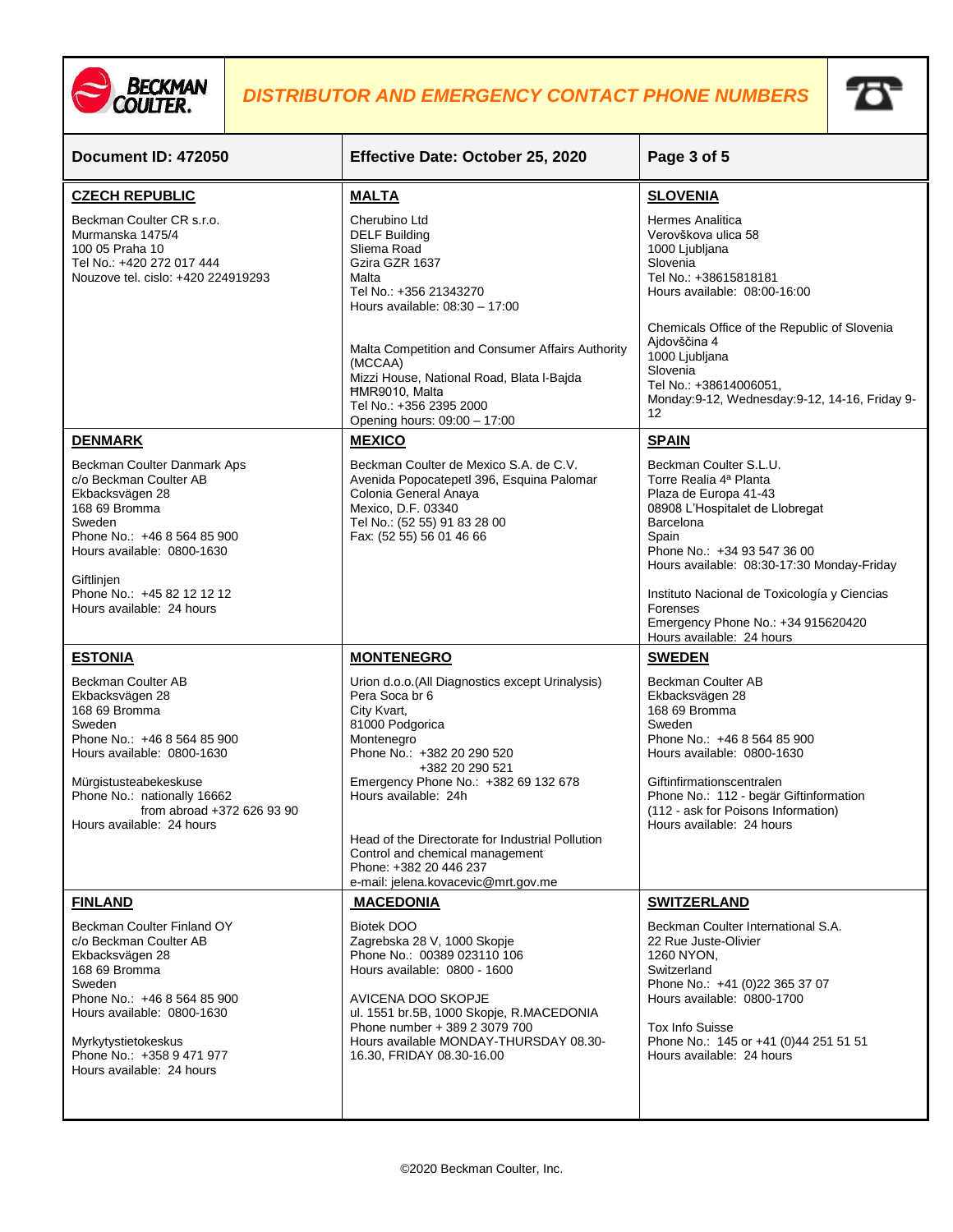## DISTRIBUTOR AND EMERGENCY CONTACT PHONE NUMBERS

| Document ID: 472050 | Effective Date: October 25, 2020 |
|---|---|

### CZECH REPUBLIC

Beckman Coulter CR s.r.o.
Murmanska 1475/4
100 05 Praha 10
Tel No.: +420 272 017 444
Nouzove tel. cislo: +420 224919293

### DENMARK

Beckman Coulter Danmark Aps
c/o Beckman Coulter AB
Ekbacksvägen 28
168 69 Bromma
Sweden
Phone No.: +46 8 564 85 900
Hours available: 0800-1630

Giftlinjen
Phone No.: +45 82 12 12 12
Hours available: 24 hours

### ESTONIA

Beckman Coulter AB
Ekbacksvägen 28
168 69 Bromma
Sweden
Phone No.: +46 8 564 85 900
Hours available: 0800-1630

Mürgistusteabekeskuse
Phone No.: nationally 16662
from abroad +372 626 93 90
Hours available: 24 hours

### FINLAND

Beckman Coulter Finland OY
c/o Beckman Coulter AB
Ekbacksvägen 28
168 69 Bromma
Sweden
Phone No.: +46 8 564 85 900
Hours available: 0800-1630

Myrkytystietokeskus
Phone No.: +358 9 471 977
Hours available: 24 hours

### MALTA

Cherubino Ltd
DELF Building
Sliema Road
Gzira GZR 1637
Malta
Tel No.: +356 21343270
Hours available: 08:30 – 17:00

Malta Competition and Consumer Affairs Authority (MCCAA)
Mizzi House, National Road, Blata l-Bajda
HMR9010, Malta
Tel No.: +356 2395 2000
Opening hours: 09:00 – 17:00

### MEXICO

Beckman Coulter de Mexico S.A. de C.V.
Avenida Popocatepetl 396, Esquina Palomar
Colonia General Anaya
Mexico, D.F. 03340
Tel No.: (52 55) 91 83 28 00
Fax: (52 55) 56 01 46 66

### MONTENEGRO

Urion d.o.o.(All Diagnostics except Urinalysis)
Pera Soca br 6
City Kvart,
81000 Podgorica
Montenegro
Phone No.: +382 20 290 520
+382 20 290 521
Emergency Phone No.: +382 69 132 678
Hours available: 24h

Head of the Directorate for Industrial Pollution Control and chemical management
Phone: +382 20 446 237
e-mail: jelena.kovacevic@mrt.gov.me

### MACEDONIA

Biotek DOO
Zagrebska 28 V, 1000 Skopje
Phone No.: 00389 023110 106
Hours available: 0800 - 1600

AVICENA DOO SKOPJE
ul. 1551 br.5B, 1000 Skopje, R.MACEDONIA
Phone number + 389 2 3079 700
Hours available MONDAY-THURSDAY 08.30-16.30, FRIDAY 08.30-16.00

### SLOVENIA

Hermes Analitica
Verovškova ulica 58
1000 Ljubljana
Slovenia
Tel No.: +38615818181
Hours available: 08:00-16:00

Chemicals Office of the Republic of Slovenia
Ajdovščina 4
1000 Ljubljana
Slovenia
Tel No.: +38614006051,
Monday:9-12, Wednesday:9-12, 14-16, Friday 9-12

### SPAIN

Beckman Coulter S.L.U.
Torre Realia 4ª Planta
Plaza de Europa 41-43
08908 L'Hospitalet de Llobregat
Barcelona
Spain
Phone No.: +34 93 547 36 00
Hours available: 08:30-17:30 Monday-Friday

Instituto Nacional de Toxicología y Ciencias Forenses
Emergency Phone No.: +34 915620420
Hours available: 24 hours

### SWEDEN

Beckman Coulter AB
Ekbacksvägen 28
168 69 Bromma
Sweden
Phone No.: +46 8 564 85 900
Hours available: 0800-1630

Giftinfirmationscentralen
Phone No.: 112 - begär Giftinformation
(112 - ask for Poisons Information)
Hours available: 24 hours

### SWITZERLAND

Beckman Coulter International S.A.
22 Rue Juste-Olivier
1260 NYON,
Switzerland
Phone No.: +41 (0)22 365 37 07
Hours available: 0800-1700

Tox Info Suisse
Phone No.: 145 or +41 (0)44 251 51 51
Hours available: 24 hours

©2020 Beckman Coulter, Inc.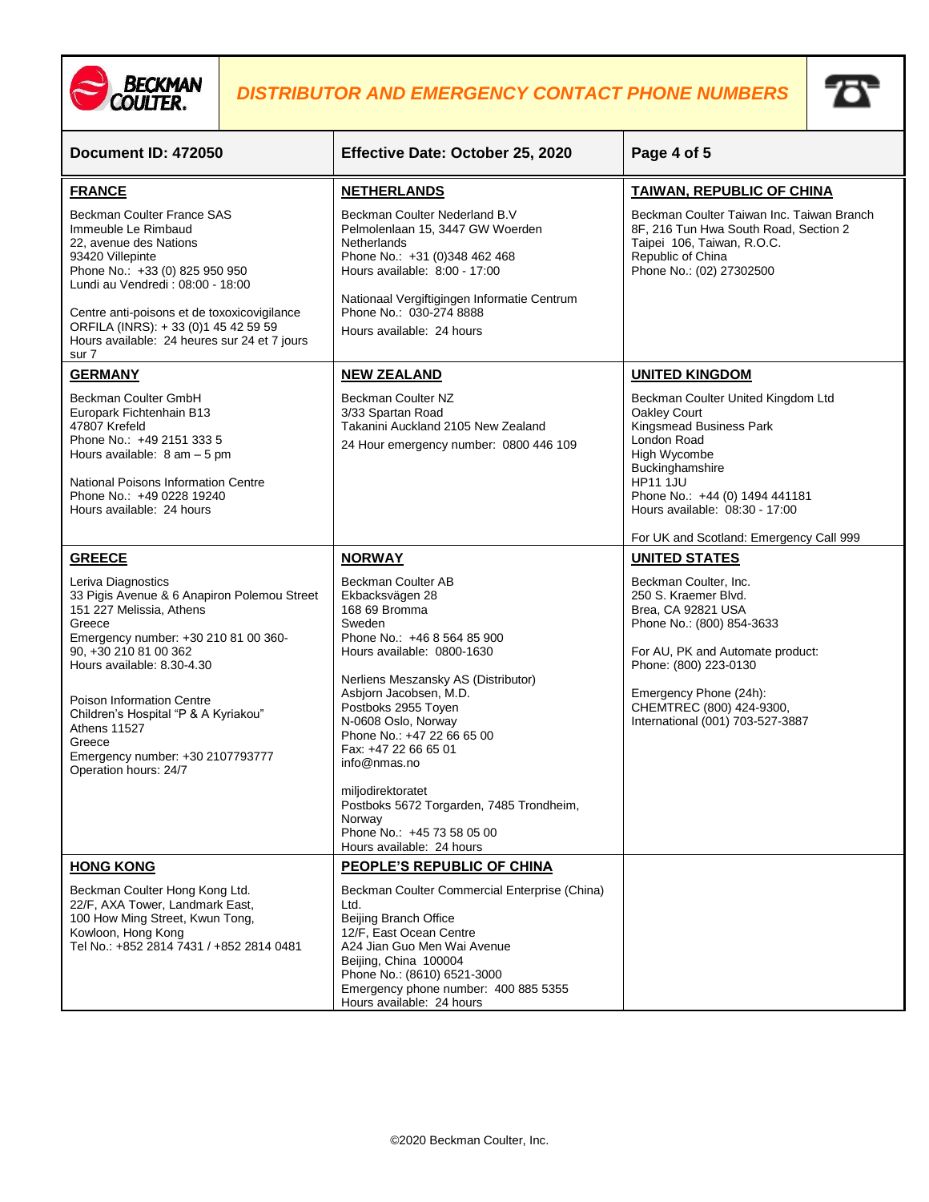# DISTRIBUTOR AND EMERGENCY CONTACT PHONE NUMBERS

| Document ID: 472050 | Effective Date: October 25, 2020 | Page 4 of 5 |
|---|---|---|

## FRANCE

Beckman Coulter France SAS
Immeuble Le Rimbaud
22, avenue des Nations
93420 Villepinte
Phone No.: +33 (0) 825 950 950
Lundi au Vendredi : 08:00 - 18:00

Centre anti-poisons et de toxoxicovigilance
ORFILA (INRS): + 33 (0)1 45 42 59 59
Hours available: 24 heures sur 24 et 7 jours sur 7

## NETHERLANDS

Beckman Coulter Nederland B.V
Pelmolenlaan 15, 3447 GW Woerden
Netherlands
Phone No.: +31 (0)348 462 468
Hours available: 8:00 - 17:00

Nationaal Vergiftigingen Informatie Centrum
Phone No.: 030-274 8888
Hours available: 24 hours

## TAIWAN, REPUBLIC OF CHINA

Beckman Coulter Taiwan Inc. Taiwan Branch
8F, 216 Tun Hwa South Road, Section 2
Taipei 106, Taiwan, R.O.C.
Republic of China
Phone No.: (02) 27302500

## GERMANY

Beckman Coulter GmbH
Europark Fichtenhain B13
47807 Krefeld
Phone No.: +49 2151 333 5
Hours available: 8 am – 5 pm

National Poisons Information Centre
Phone No.: +49 0228 19240
Hours available: 24 hours

## NEW ZEALAND

Beckman Coulter NZ
3/33 Spartan Road
Takanini Auckland 2105 New Zealand
24 Hour emergency number: 0800 446 109

## UNITED KINGDOM

Beckman Coulter United Kingdom Ltd
Oakley Court
Kingsmead Business Park
London Road
High Wycombe
Buckinghamshire
HP11 1JU
Phone No.: +44 (0) 1494 441181
Hours available: 08:30 - 17:00

For UK and Scotland: Emergency Call 999

## GREECE

Leriva Diagnostics
33 Pigis Avenue & 6 Anapiron Polemou Street
151 227 Melissia, Athens
Greece
Emergency number: +30 210 81 00 360-90, +30 210 81 00 362
Hours available: 8.30-4.30

Poison Information Centre
Children's Hospital "P & A Kyriakou"
Athens 11527
Greece
Emergency number: +30 2107793777
Operation hours: 24/7

## NORWAY

Beckman Coulter AB
Ekbacksvägen 28
168 69 Bromma
Sweden
Phone No.: +46 8 564 85 900
Hours available: 0800-1630

Nerliens Meszansky AS (Distributor)
Asbjorn Jacobsen, M.D.
Postboks 2955 Toyen
N-0608 Oslo, Norway
Phone No.: +47 22 66 65 00
Fax: +47 22 66 65 01
info@nmas.no

miljodirektoratet
Postboks 5672 Torgarden, 7485 Trondheim, Norway
Phone No.: +45 73 58 05 00
Hours available: 24 hours

## UNITED STATES

Beckman Coulter, Inc.
250 S. Kraemer Blvd.
Brea, CA 92821 USA
Phone No.: (800) 854-3633

For AU, PK and Automate product:
Phone: (800) 223-0130

Emergency Phone (24h):
CHEMTREC (800) 424-9300,
International (001) 703-527-3887

## HONG KONG

Beckman Coulter Hong Kong Ltd.
22/F, AXA Tower, Landmark East,
100 How Ming Street, Kwun Tong,
Kowloon, Hong Kong
Tel No.: +852 2814 7431 / +852 2814 0481

## PEOPLE'S REPUBLIC OF CHINA

Beckman Coulter Commercial Enterprise (China) Ltd.
Beijing Branch Office
12/F, East Ocean Centre
A24 Jian Guo Men Wai Avenue
Beijing, China 100004
Phone No.: (8610) 6521-3000
Emergency phone number: 400 885 5355
Hours available: 24 hours

©2020 Beckman Coulter, Inc.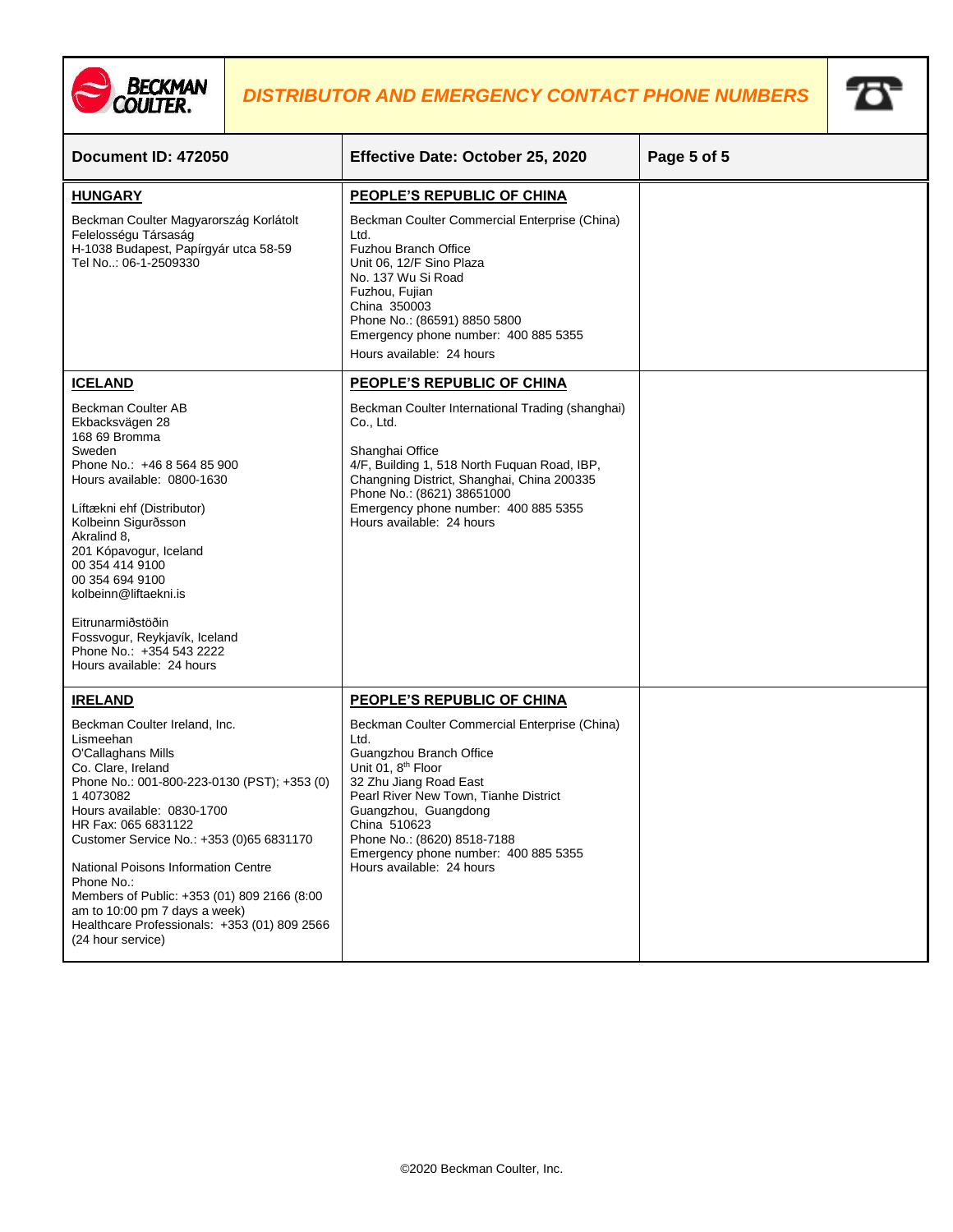# DISTRIBUTOR AND EMERGENCY CONTACT PHONE NUMBERS

| Document ID: 472050 | Effective Date: October 25, 2020 | |
|---|---|---|
| **HUNGARY**<br><br>Beckman Coulter Magyarország Korlátolt Felelosségu Társaság<br>H-1038 Budapest, Papírgyár utca 58-59<br>Tel No..: 06-1-2509330 | **PEOPLE'S REPUBLIC OF CHINA**<br><br>Beckman Coulter Commercial Enterprise (China) Ltd.<br>Fuzhou Branch Office<br>Unit 06, 12/F Sino Plaza<br>No. 137 Wu Si Road<br>Fuzhou, Fujian<br>China 350003<br>Phone No.: (86591) 8850 5800<br>Emergency phone number: 400 885 5355<br>Hours available: 24 hours | |
| **ICELAND**<br><br>Beckman Coulter AB<br>Ekbacksvägen 28<br>168 69 Bromma<br>Sweden<br>Phone No.: +46 8 564 85 900<br>Hours available: 0800-1630<br><br>Líftækni ehf (Distributor)<br>Kolbeinn Sigurðsson<br>Akralind 8,<br>201 Kópavogur, Iceland<br>00 354 414 9100<br>00 354 694 9100<br>kolbeinn@liftaekni.is<br><br>Eitrunarmiðstöðin<br>Fossvogur, Reykjavík, Iceland<br>Phone No.: +354 543 2222<br>Hours available: 24 hours | **PEOPLE'S REPUBLIC OF CHINA**<br><br>Beckman Coulter International Trading (shanghai) Co., Ltd.<br><br>Shanghai Office<br>4/F, Building 1, 518 North Fuquan Road, IBP, Changning District, Shanghai, China 200335<br>Phone No.: (8621) 38651000<br>Emergency phone number: 400 885 5355<br>Hours available: 24 hours | |
| **IRELAND**<br><br>Beckman Coulter Ireland, Inc.<br>Lismeehan<br>O'Callaghans Mills<br>Co. Clare, Ireland<br>Phone No.: 001-800-223-0130 (PST); +353 (0) 1 4073082<br>Hours available: 0830-1700<br>HR Fax: 065 6831122<br>Customer Service No.: +353 (0)65 6831170<br><br>National Poisons Information Centre<br>Phone No.:<br>Members of Public: +353 (01) 809 2166 (8:00 am to 10:00 pm 7 days a week)<br>Healthcare Professionals: +353 (01) 809 2566 (24 hour service) | **PEOPLE'S REPUBLIC OF CHINA**<br><br>Beckman Coulter Commercial Enterprise (China) Ltd.<br>Guangzhou Branch Office<br>Unit 01, 8th Floor<br>32 Zhu Jiang Road East<br>Pearl River New Town, Tianhe District<br>Guangzhou, Guangdong<br>China 510623<br>Phone No.: (8620) 8518-7188<br>Emergency phone number: 400 885 5355<br>Hours available: 24 hours | |

©2020 Beckman Coulter, Inc.